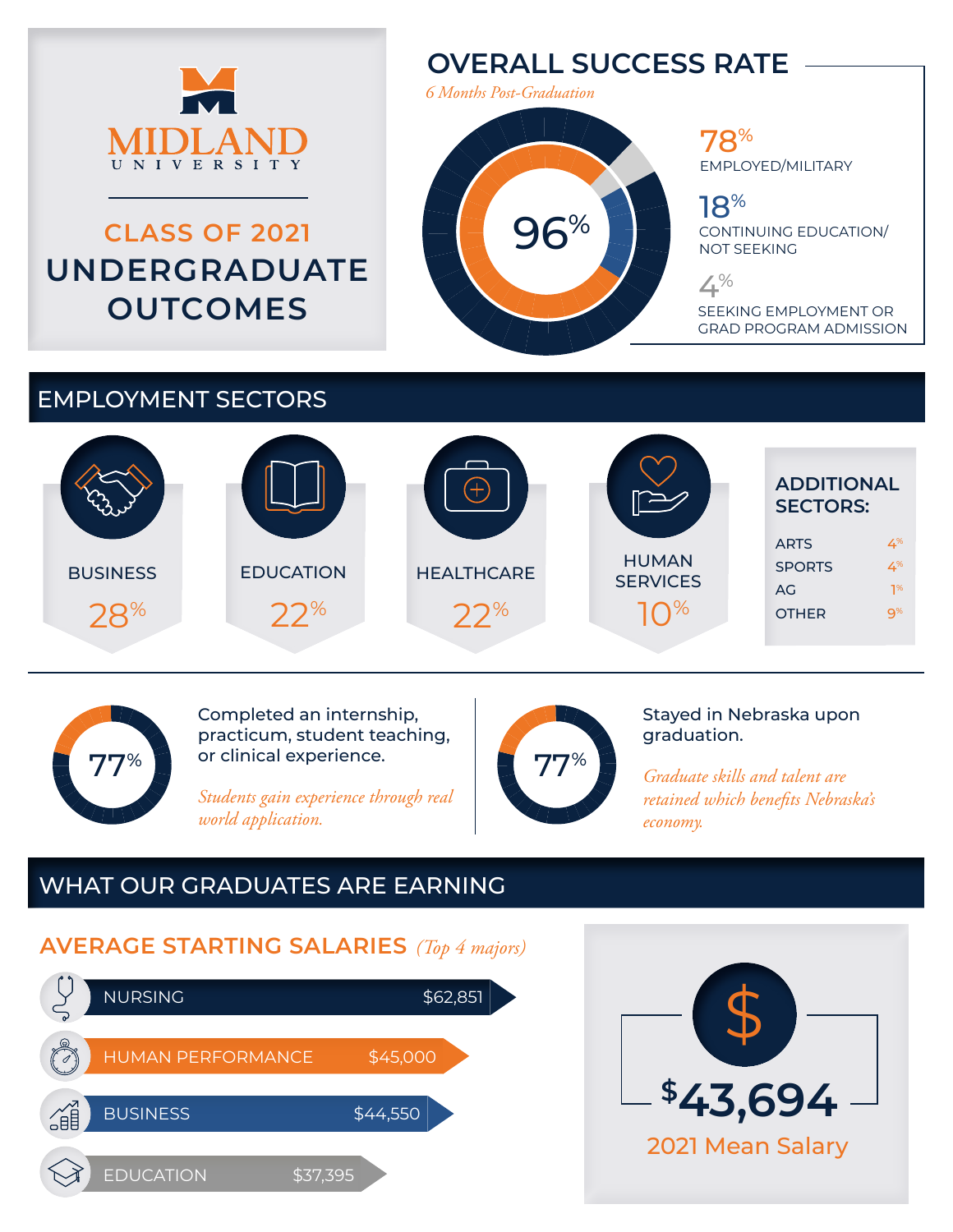# MIDLAND UNIVERSITY

## CLASS OF 2021 UNDERGRADUATE OUTCOMES

## OVERALL SUCCESS RATE

*6 Months Post-Graduation*

**96%**

- **78%** EMPLOYED/MILITARY
- **18%** CONTINUING EDUCATION/ NOT SEEKING
- **4%** SEEKING EMPLOYMENT OR GRAD PROGRAM ADMISSION

## EMPLOYMENT SECTORS

| Sector | Percentage |
|---|---|
| BUSINESS | 28% |
| EDUCATION | 22% |
| HEALTHCARE | 22% |
| HUMAN SERVICES | 10% |

### ADDITIONAL SECTORS:

| Sector | Percentage |
|---|---|
| ARTS | 4% |
| SPORTS | 4% |
| AG | 1% |
| OTHER | 9% |

**77%** Completed an internship, practicum, student teaching, or clinical experience.

*Students gain experience through real world application.*

**77%** Stayed in Nebraska upon graduation.

*Graduate skills and talent are retained which benefits Nebraska's economy.*

## WHAT OUR GRADUATES ARE EARNING

### AVERAGE STARTING SALARIES *(Top 4 majors)*

| Major | Salary |
|---|---|
| NURSING | $62,851 |
| HUMAN PERFORMANCE | $45,000 |
| BUSINESS | $44,550 |
| EDUCATION | $37,395 |

**$43,694**

2021 Mean Salary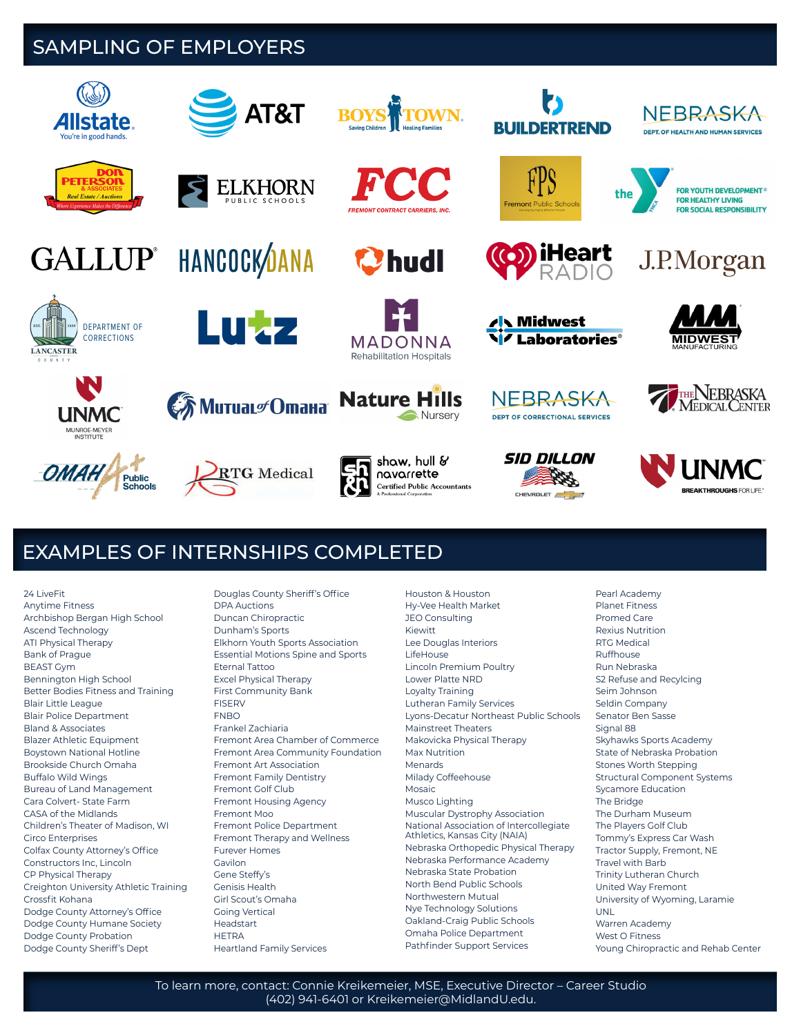# SAMPLING OF EMPLOYERS

Allstate. You're in good hands.

AT&T

BOYS TOWN — Saving Children, Healing Families

BUILDERTREND

NEBRASKA DEPT. OF HEALTH AND HUMAN SERVICES

DON PETERSON & ASSOCIATES Real Estate / Auctions — Where Experience Makes the Difference

ELKHORN PUBLIC SCHOOLS

FCC FREMONT CONTRACT CARRIERS, INC.

FPS Fremont Public Schools

the Y — FOR YOUTH DEVELOPMENT® FOR HEALTHY LIVING FOR SOCIAL RESPONSIBILITY

GALLUP®

HANCOCK/DANA

hudl

iHeart RADIO

J.P.Morgan

LANCASTER COUNTY DEPARTMENT OF CORRECTIONS

Lutz

MADONNA Rehabilitation Hospitals

Midwest Laboratories®

MIDWEST MANUFACTURING

UNMC MUNROE-MEYER INSTITUTE

Mutual of Omaha

Nature Hills Nursery

NEBRASKA DEPT OF CORRECTIONAL SERVICES

THE NEBRASKA MEDICAL CENTER

OMAHA Public Schools

RTG Medical

shaw, hull & navarrette Certified Public Accountants A Professional Corporation

SID DILLON CHEVROLET

UNMC BREAKTHROUGHS FOR LIFE.®

# EXAMPLES OF INTERNSHIPS COMPLETED

24 LiveFit
Anytime Fitness
Archbishop Bergan High School
Ascend Technology
ATI Physical Therapy
Bank of Prague
BEAST Gym
Bennington High School
Better Bodies Fitness and Training
Blair Little League
Blair Police Department
Bland & Associates
Blazer Athletic Equipment
Boystown National Hotline
Brookside Church Omaha
Buffalo Wild Wings
Bureau of Land Management
Cara Colvert- State Farm
CASA of the Midlands
Children's Theater of Madison, WI
Circo Enterprises
Colfax County Attorney's Office
Constructors Inc, Lincoln
CP Physical Therapy
Creighton University Athletic Training
Crossfit Kohana
Dodge County Attorney's Office
Dodge County Humane Society
Dodge County Probation
Dodge County Sheriff's Dept
Douglas County Sheriff's Office
DPA Auctions
Duncan Chiropractic
Dunham's Sports
Elkhorn Youth Sports Association
Essential Motions Spine and Sports
Eternal Tattoo
Excel Physical Therapy
First Community Bank
FISERV
FNBO
Frankel Zachiaria
Fremont Area Chamber of Commerce
Fremont Area Community Foundation
Fremont Art Association
Fremont Family Dentistry
Fremont Golf Club
Fremont Housing Agency
Fremont Moo
Fremont Police Department
Fremont Therapy and Wellness
Furever Homes
Gavilon
Gene Steffy's
Genisis Health
Girl Scout's Omaha
Going Vertical
Headstart
HETRA
Heartland Family Services
Houston & Houston
Hy-Vee Health Market
JEO Consulting
Kiewitt
Lee Douglas Interiors
LifeHouse
Lincoln Premium Poultry
Lower Platte NRD
Loyalty Training
Lutheran Family Services
Lyons-Decatur Northeast Public Schools
Mainstreet Theaters
Makovicka Physical Therapy
Max Nutrition
Menards
Milady Coffeehouse
Mosaic
Musco Lighting
Muscular Dystrophy Association
National Association of Intercollegiate Athletics, Kansas City (NAIA)
Nebraska Orthopedic Physical Therapy
Nebraska Performance Academy
Nebraska State Probation
North Bend Public Schools
Northwestern Mutual
Nye Technology Solutions
Oakland-Craig Public Schools
Omaha Police Department
Pathfinder Support Services
Pearl Academy
Planet Fitness
Promed Care
Rexius Nutrition
RTG Medical
Ruffhouse
Run Nebraska
S2 Refuse and Recylcing
Seim Johnson
Seldin Company
Senator Ben Sasse
Signal 88
Skyhawks Sports Academy
State of Nebraska Probation
Stones Worth Stepping
Structural Component Systems
Sycamore Education
The Bridge
The Durham Museum
The Players Golf Club
Tommy's Express Car Wash
Tractor Supply, Fremont, NE
Travel with Barb
Trinity Lutheran Church
United Way Fremont
University of Wyoming, Laramie
UNL
Warren Academy
West O Fitness
Young Chiropractic and Rehab Center

To learn more, contact: Connie Kreikemeier, MSE, Executive Director – Career Studio
(402) 941-6401 or Kreikemeier@MidlandU.edu.